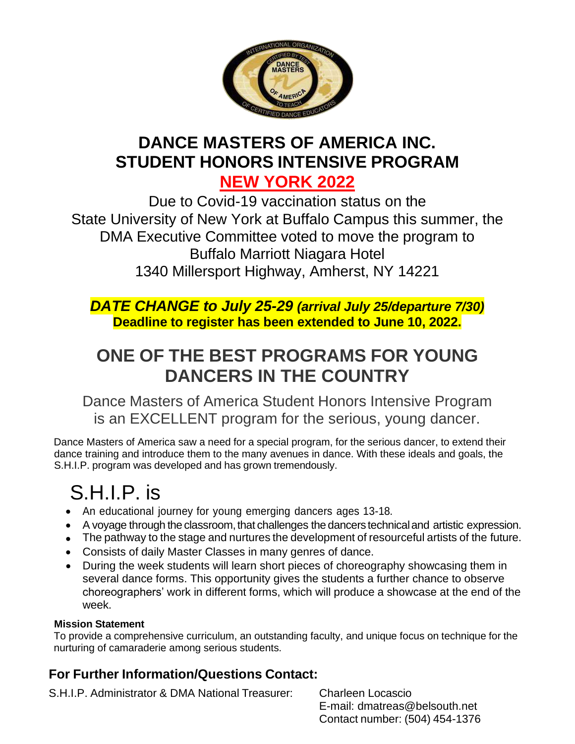# DANCE MASTERS OF AMERICA INC.
# STUDENT HONORS INTENSIVE PROGRAM
## NEW YORK 2022

Due to Covid-19 vaccination status on the State University of New York at Buffalo Campus this summer, the DMA Executive Committee voted to move the program to Buffalo Marriott Niagara Hotel
1340 Millersport Highway, Amherst, NY 14221

***DATE CHANGE to July 25-29 (arrival July 25/departure 7/30)***
**Deadline to register has been extended to June 10, 2022.**

## ONE OF THE BEST PROGRAMS FOR YOUNG DANCERS IN THE COUNTRY

Dance Masters of America Student Honors Intensive Program is an EXCELLENT program for the serious, young dancer.

Dance Masters of America saw a need for a special program, for the serious dancer, to extend their dance training and introduce them to the many avenues in dance. With these ideals and goals, the S.H.I.P. program was developed and has grown tremendously.

# S.H.I.P. is

- An educational journey for young emerging dancers ages 13-18.
- A voyage through the classroom, that challenges the dancers technical and artistic expression.
- The pathway to the stage and nurtures the development of resourceful artists of the future.
- Consists of daily Master Classes in many genres of dance.
- During the week students will learn short pieces of choreography showcasing them in several dance forms. This opportunity gives the students a further chance to observe choreographers' work in different forms, which will produce a showcase at the end of the week.

**Mission Statement**
To provide a comprehensive curriculum, an outstanding faculty, and unique focus on technique for the nurturing of camaraderie among serious students.

### For Further Information/Questions Contact:

S.H.I.P. Administrator & DMA National Treasurer: Charleen Locascio
E-mail: dmatreas@belsouth.net
Contact number: (504) 454-1376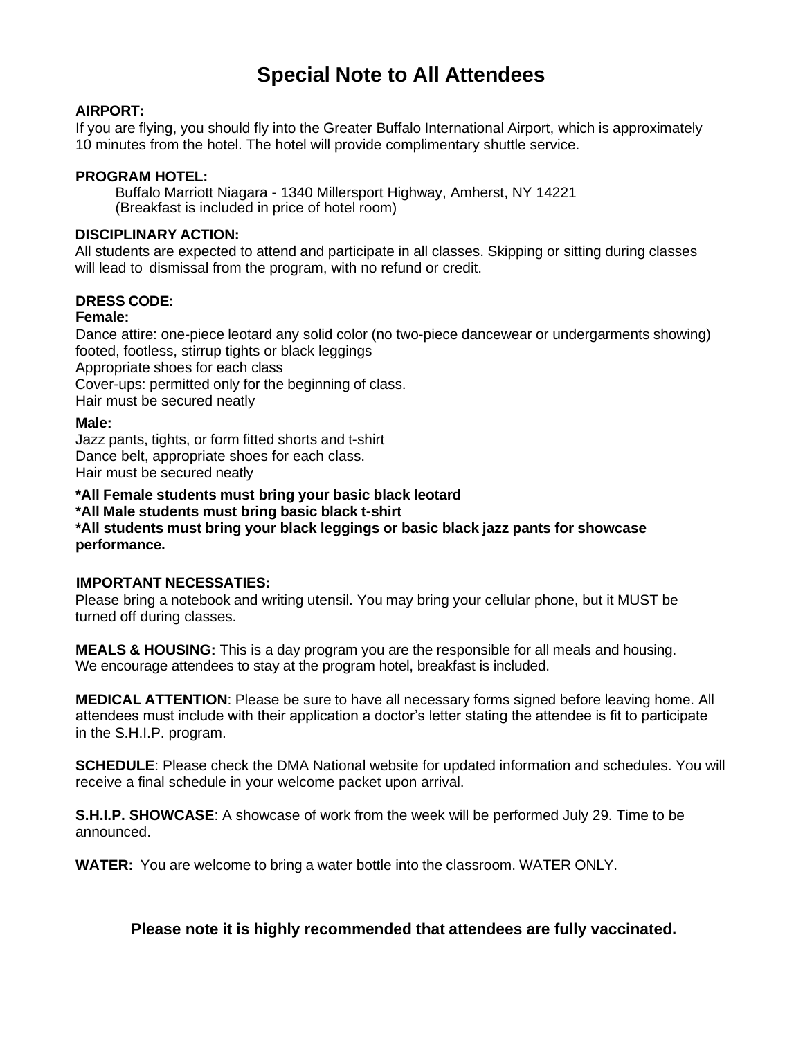# Special Note to All Attendees

**AIRPORT:**
If you are flying, you should fly into the Greater Buffalo International Airport, which is approximately 10 minutes from the hotel. The hotel will provide complimentary shuttle service.

**PROGRAM HOTEL:**
Buffalo Marriott Niagara - 1340 Millersport Highway, Amherst, NY 14221
(Breakfast is included in price of hotel room)

**DISCIPLINARY ACTION:**
All students are expected to attend and participate in all classes. Skipping or sitting during classes will lead to dismissal from the program, with no refund or credit.

**DRESS CODE:**

**Female:**
Dance attire: one-piece leotard any solid color (no two-piece dancewear or undergarments showing) footed, footless, stirrup tights or black leggings
Appropriate shoes for each class
Cover-ups: permitted only for the beginning of class.
Hair must be secured neatly

**Male:**
Jazz pants, tights, or form fitted shorts and t-shirt
Dance belt, appropriate shoes for each class.
Hair must be secured neatly

**\*All Female students must bring your basic black leotard**
**\*All Male students must bring basic black t-shirt**
**\*All students must bring your black leggings or basic black jazz pants for showcase performance.**

**IMPORTANT NECESSATIES:**
Please bring a notebook and writing utensil. You may bring your cellular phone, but it MUST be turned off during classes.

**MEALS & HOUSING:** This is a day program you are the responsible for all meals and housing. We encourage attendees to stay at the program hotel, breakfast is included.

**MEDICAL ATTENTION**: Please be sure to have all necessary forms signed before leaving home. All attendees must include with their application a doctor's letter stating the attendee is fit to participate in the S.H.I.P. program.

**SCHEDULE**: Please check the DMA National website for updated information and schedules. You will receive a final schedule in your welcome packet upon arrival.

**S.H.I.P. SHOWCASE**: A showcase of work from the week will be performed July 29. Time to be announced.

**WATER:** You are welcome to bring a water bottle into the classroom. WATER ONLY.

**Please note it is highly recommended that attendees are fully vaccinated.**